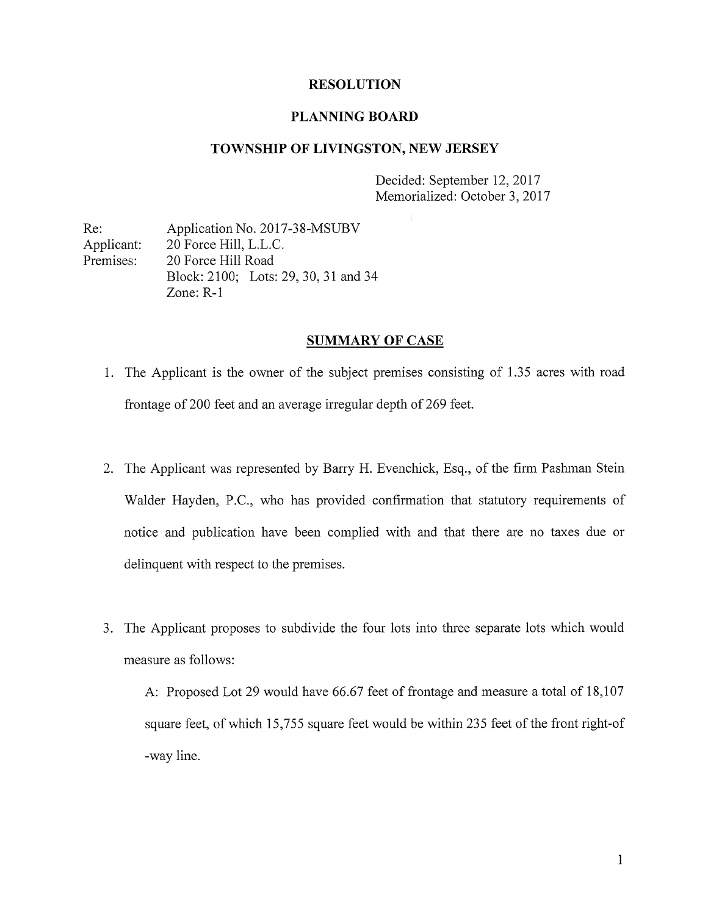# RESOLUTION

## PLANNING BOARD

## TOWNSHIP OF LIVINGSTON, NEW JERSEY

Decided: September 12, 2017
Memorialized: October 3, 2017

Re: Application No. 2017-38-MSUBV
Applicant: 20 Force Hill, L.L.C.
Premises: 20 Force Hill Road
Block: 2100; Lots: 29, 30, 31 and 34
Zone: R-1

## SUMMARY OF CASE

1. The Applicant is the owner of the subject premises consisting of 1.35 acres with road frontage of 200 feet and an average irregular depth of 269 feet.

2. The Applicant was represented by Barry H. Evenchick, Esq., of the firm Pashman Stein Walder Hayden, P.C., who has provided confirmation that statutory requirements of notice and publication have been complied with and that there are no taxes due or delinquent with respect to the premises.

3. The Applicant proposes to subdivide the four lots into three separate lots which would measure as follows:

   A: Proposed Lot 29 would have 66.67 feet of frontage and measure a total of 18,107 square feet, of which 15,755 square feet would be within 235 feet of the front right-of -way line.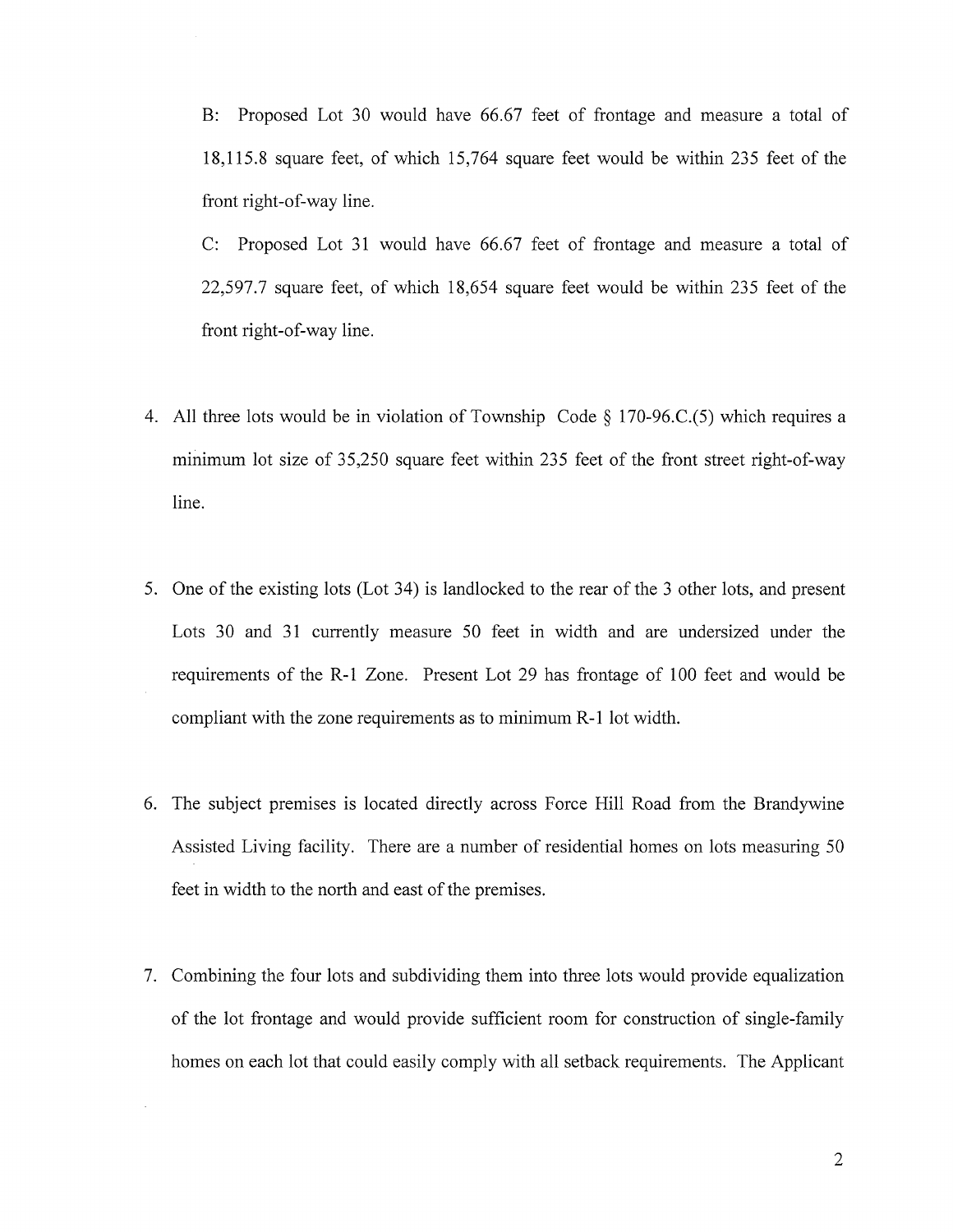B: Proposed Lot 30 would have 66.67 feet of frontage and measure a total of 18,115.8 square feet, of which 15,764 square feet would be within 235 feet of the front right-of-way line.

C: Proposed Lot 31 would have 66.67 feet of frontage and measure a total of 22,597.7 square feet, of which 18,654 square feet would be within 235 feet of the front right-of-way line.

4. All three lots would be in violation of Township Code § 170-96.C.(5) which requires a minimum lot size of 35,250 square feet within 235 feet of the front street right-of-way line.

5. One of the existing lots (Lot 34) is landlocked to the rear of the 3 other lots, and present Lots 30 and 31 currently measure 50 feet in width and are undersized under the requirements of the R-1 Zone. Present Lot 29 has frontage of 100 feet and would be compliant with the zone requirements as to minimum R-1 lot width.

6. The subject premises is located directly across Force Hill Road from the Brandywine Assisted Living facility. There are a number of residential homes on lots measuring 50 feet in width to the north and east of the premises.

7. Combining the four lots and subdividing them into three lots would provide equalization of the lot frontage and would provide sufficient room for construction of single-family homes on each lot that could easily comply with all setback requirements. The Applicant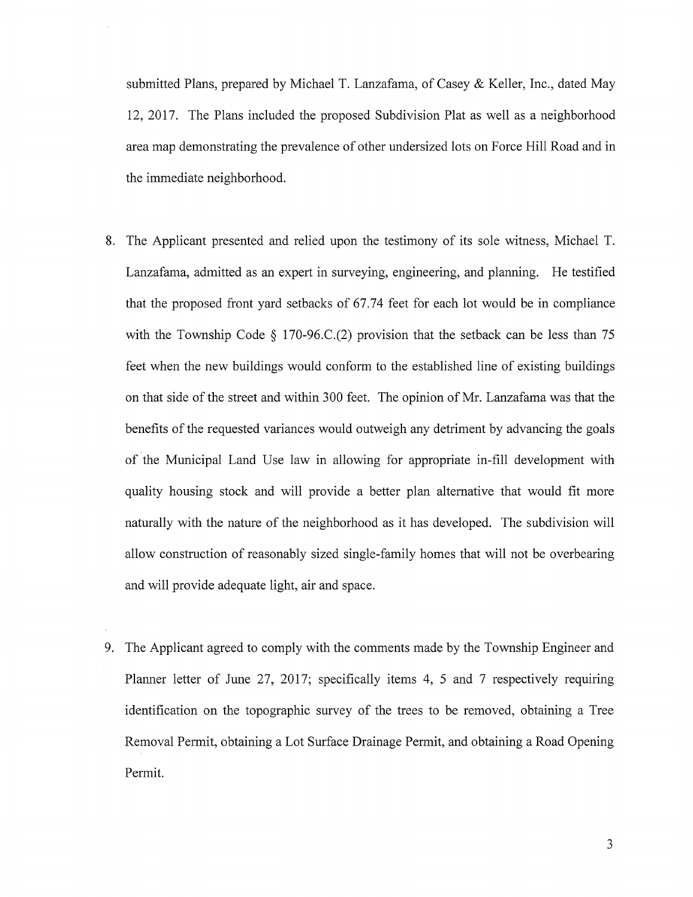submitted Plans, prepared by Michael T. Lanzafama, of Casey & Keller, Inc., dated May 12, 2017. The Plans included the proposed Subdivision Plat as well as a neighborhood area map demonstrating the prevalence of other undersized lots on Force Hill Road and in the immediate neighborhood.

8. The Applicant presented and relied upon the testimony of its sole witness, Michael T. Lanzafama, admitted as an expert in surveying, engineering, and planning. He testified that the proposed front yard setbacks of 67.74 feet for each lot would be in compliance with the Township Code § 170-96.C.(2) provision that the setback can be less than 75 feet when the new buildings would conform to the established line of existing buildings on that side of the street and within 300 feet. The opinion of Mr. Lanzafama was that the benefits of the requested variances would outweigh any detriment by advancing the goals of the Municipal Land Use law in allowing for appropriate in-fill development with quality housing stock and will provide a better plan alternative that would fit more naturally with the nature of the neighborhood as it has developed. The subdivision will allow construction of reasonably sized single-family homes that will not be overbearing and will provide adequate light, air and space.

9. The Applicant agreed to comply with the comments made by the Township Engineer and Planner letter of June 27, 2017; specifically items 4, 5 and 7 respectively requiring identification on the topographic survey of the trees to be removed, obtaining a Tree Removal Permit, obtaining a Lot Surface Drainage Permit, and obtaining a Road Opening Permit.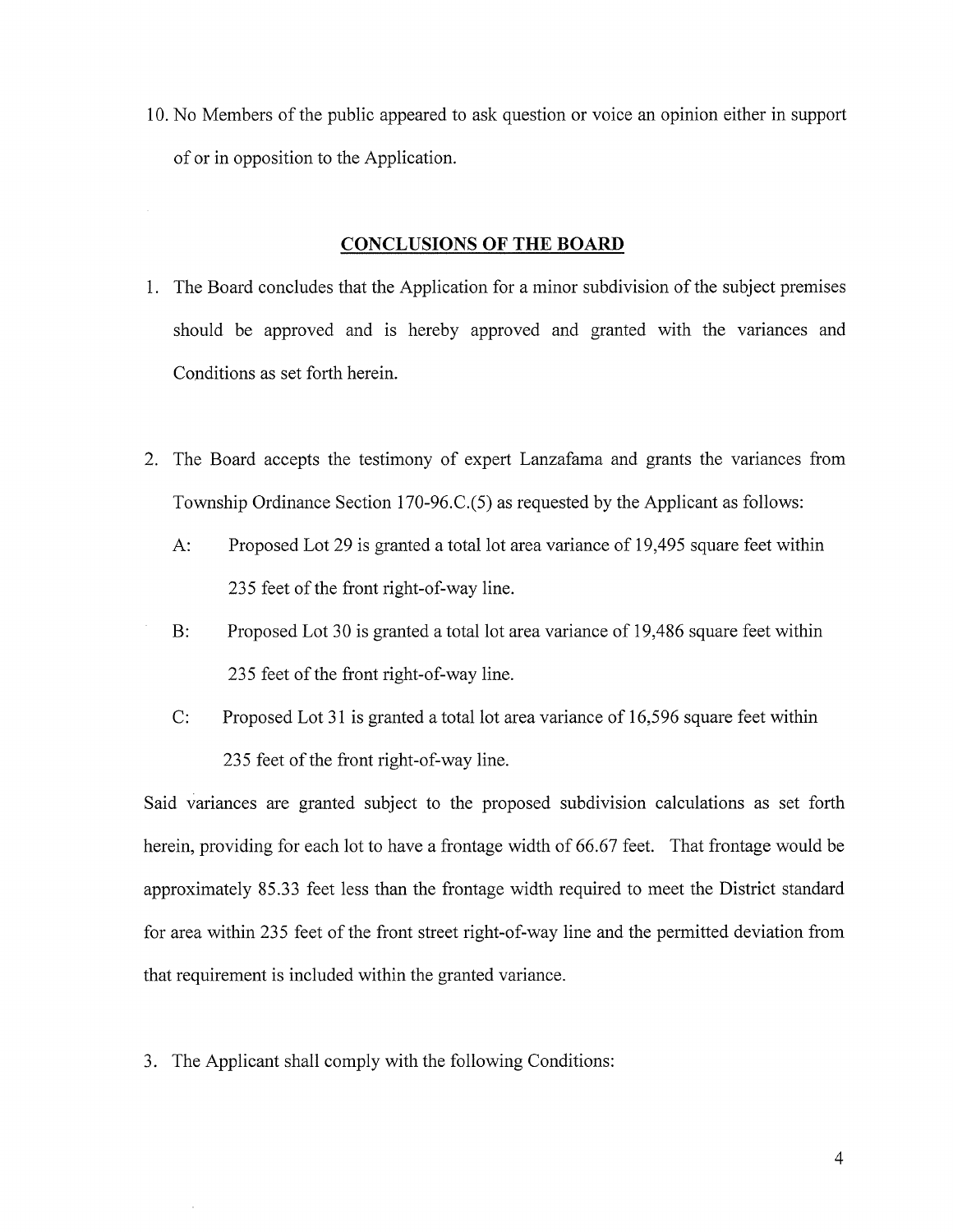10. No Members of the public appeared to ask question or voice an opinion either in support of or in opposition to the Application.

## CONCLUSIONS OF THE BOARD

1. The Board concludes that the Application for a minor subdivision of the subject premises should be approved and is hereby approved and granted with the variances and Conditions as set forth herein.

2. The Board accepts the testimony of expert Lanzafama and grants the variances from Township Ordinance Section 170-96.C.(5) as requested by the Applicant as follows:

   A: Proposed Lot 29 is granted a total lot area variance of 19,495 square feet within 235 feet of the front right-of-way line.

   B: Proposed Lot 30 is granted a total lot area variance of 19,486 square feet within 235 feet of the front right-of-way line.

   C: Proposed Lot 31 is granted a total lot area variance of 16,596 square feet within 235 feet of the front right-of-way line.

Said variances are granted subject to the proposed subdivision calculations as set forth herein, providing for each lot to have a frontage width of 66.67 feet. That frontage would be approximately 85.33 feet less than the frontage width required to meet the District standard for area within 235 feet of the front street right-of-way line and the permitted deviation from that requirement is included within the granted variance.

3. The Applicant shall comply with the following Conditions: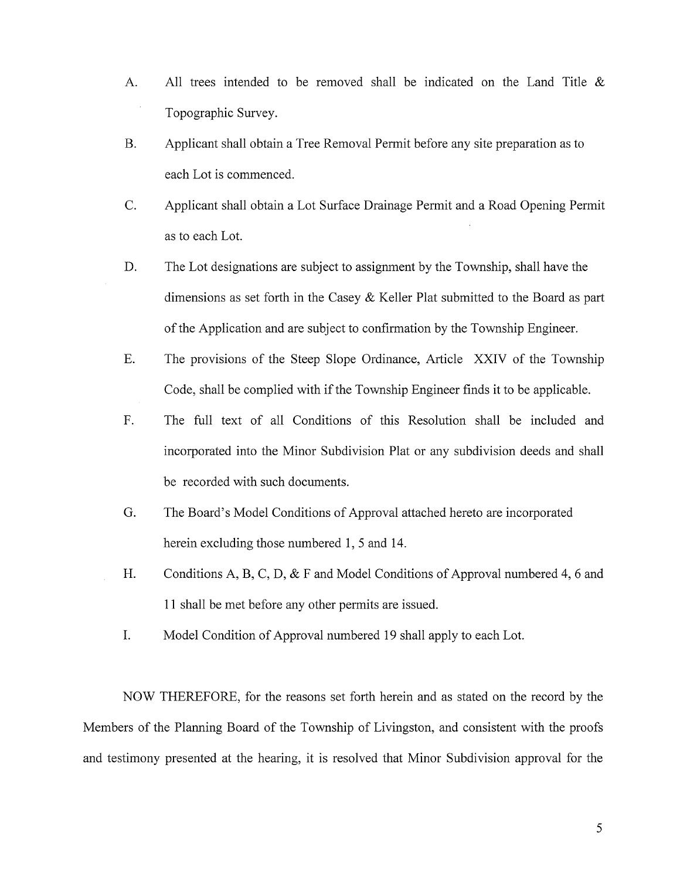A. All trees intended to be removed shall be indicated on the Land Title & Topographic Survey.

B. Applicant shall obtain a Tree Removal Permit before any site preparation as to each Lot is commenced.

C. Applicant shall obtain a Lot Surface Drainage Permit and a Road Opening Permit as to each Lot.

D. The Lot designations are subject to assignment by the Township, shall have the dimensions as set forth in the Casey & Keller Plat submitted to the Board as part of the Application and are subject to confirmation by the Township Engineer.

E. The provisions of the Steep Slope Ordinance, Article XXIV of the Township Code, shall be complied with if the Township Engineer finds it to be applicable.

F. The full text of all Conditions of this Resolution shall be included and incorporated into the Minor Subdivision Plat or any subdivision deeds and shall be recorded with such documents.

G. The Board's Model Conditions of Approval attached hereto are incorporated herein excluding those numbered 1, 5 and 14.

H. Conditions A, B, C, D, & F and Model Conditions of Approval numbered 4, 6 and 11 shall be met before any other permits are issued.

I. Model Condition of Approval numbered 19 shall apply to each Lot.

NOW THEREFORE, for the reasons set forth herein and as stated on the record by the Members of the Planning Board of the Township of Livingston, and consistent with the proofs and testimony presented at the hearing, it is resolved that Minor Subdivision approval for the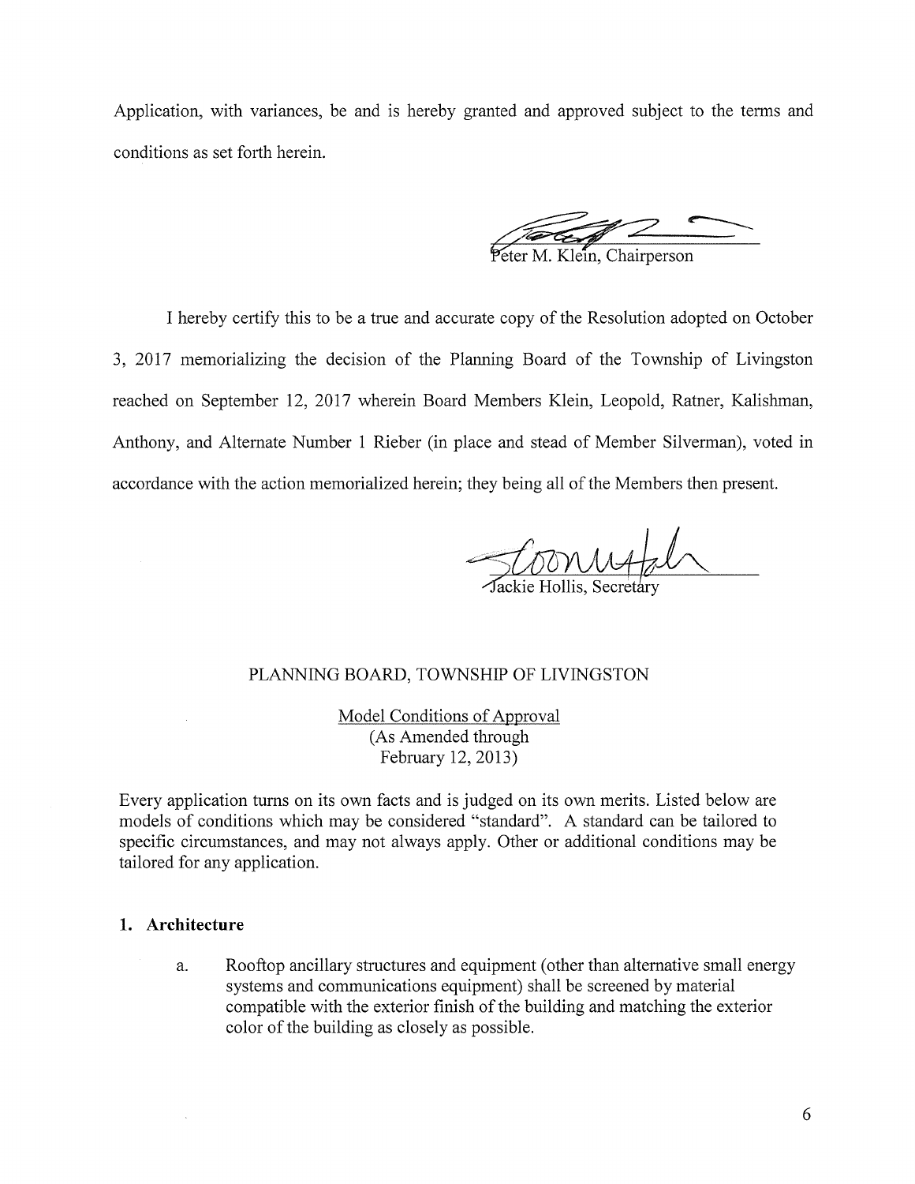Application, with variances, be and is hereby granted and approved subject to the terms and conditions as set forth herein.

Peter M. Klein, Chairperson

I hereby certify this to be a true and accurate copy of the Resolution adopted on October 3, 2017 memorializing the decision of the Planning Board of the Township of Livingston reached on September 12, 2017 wherein Board Members Klein, Leopold, Ratner, Kalishman, Anthony, and Alternate Number 1 Rieber (in place and stead of Member Silverman), voted in accordance with the action memorialized herein; they being all of the Members then present.

Jackie Hollis, Secretary

PLANNING BOARD, TOWNSHIP OF LIVINGSTON

Model Conditions of Approval
(As Amended through
February 12, 2013)

Every application turns on its own facts and is judged on its own merits. Listed below are models of conditions which may be considered "standard". A standard can be tailored to specific circumstances, and may not always apply. Other or additional conditions may be tailored for any application.

**1. Architecture**

a. Rooftop ancillary structures and equipment (other than alternative small energy systems and communications equipment) shall be screened by material compatible with the exterior finish of the building and matching the exterior color of the building as closely as possible.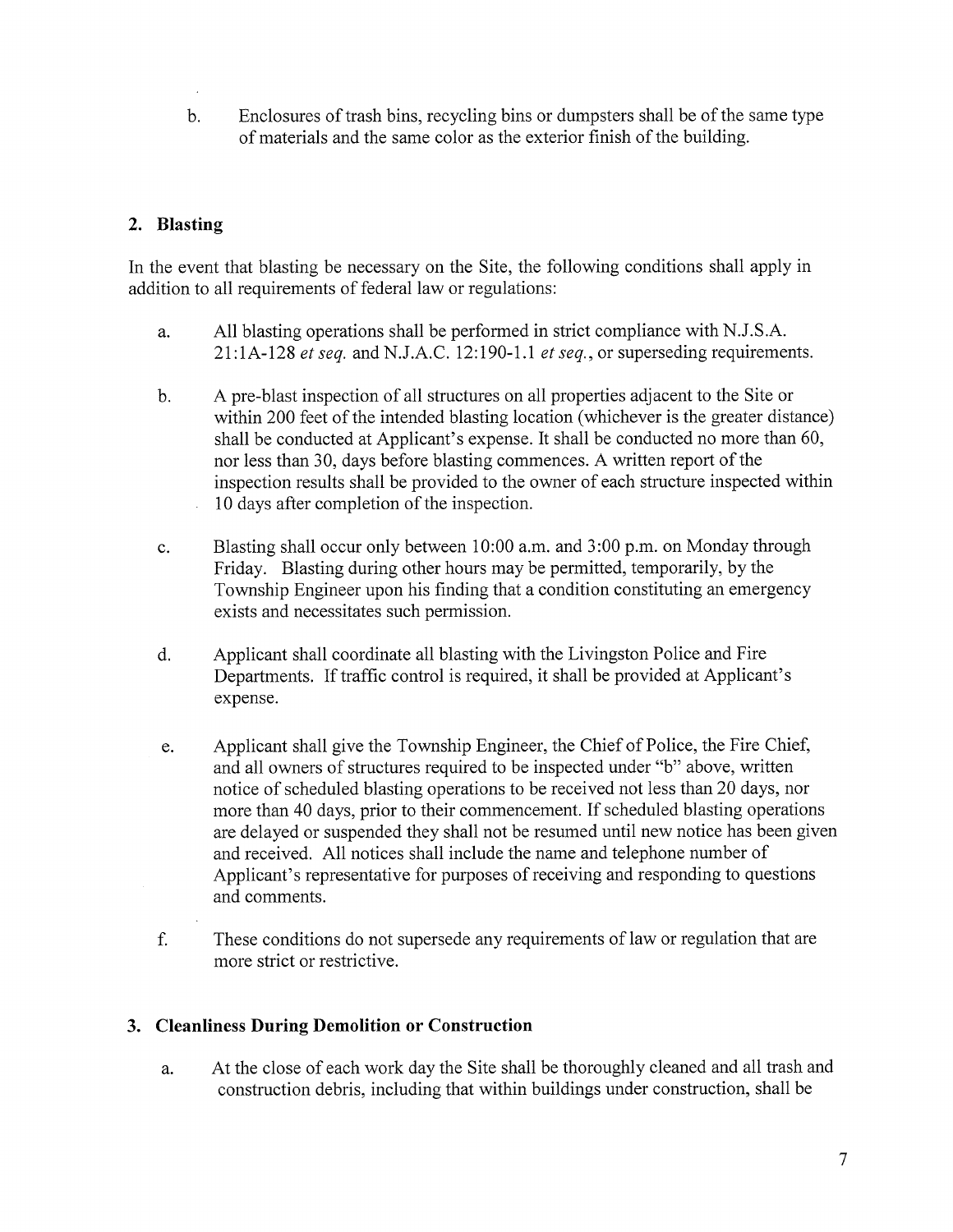b. Enclosures of trash bins, recycling bins or dumpsters shall be of the same type of materials and the same color as the exterior finish of the building.

## 2. Blasting

In the event that blasting be necessary on the Site, the following conditions shall apply in addition to all requirements of federal law or regulations:

a. All blasting operations shall be performed in strict compliance with N.J.S.A. 21:1A-128 *et seq.* and N.J.A.C. 12:190-1.1 *et seq.*, or superseding requirements.

b. A pre-blast inspection of all structures on all properties adjacent to the Site or within 200 feet of the intended blasting location (whichever is the greater distance) shall be conducted at Applicant's expense. It shall be conducted no more than 60, nor less than 30, days before blasting commences. A written report of the inspection results shall be provided to the owner of each structure inspected within 10 days after completion of the inspection.

c. Blasting shall occur only between 10:00 a.m. and 3:00 p.m. on Monday through Friday. Blasting during other hours may be permitted, temporarily, by the Township Engineer upon his finding that a condition constituting an emergency exists and necessitates such permission.

d. Applicant shall coordinate all blasting with the Livingston Police and Fire Departments. If traffic control is required, it shall be provided at Applicant's expense.

e. Applicant shall give the Township Engineer, the Chief of Police, the Fire Chief, and all owners of structures required to be inspected under "b" above, written notice of scheduled blasting operations to be received not less than 20 days, nor more than 40 days, prior to their commencement. If scheduled blasting operations are delayed or suspended they shall not be resumed until new notice has been given and received. All notices shall include the name and telephone number of Applicant's representative for purposes of receiving and responding to questions and comments.

f. These conditions do not supersede any requirements of law or regulation that are more strict or restrictive.

## 3. Cleanliness During Demolition or Construction

a. At the close of each work day the Site shall be thoroughly cleaned and all trash and construction debris, including that within buildings under construction, shall be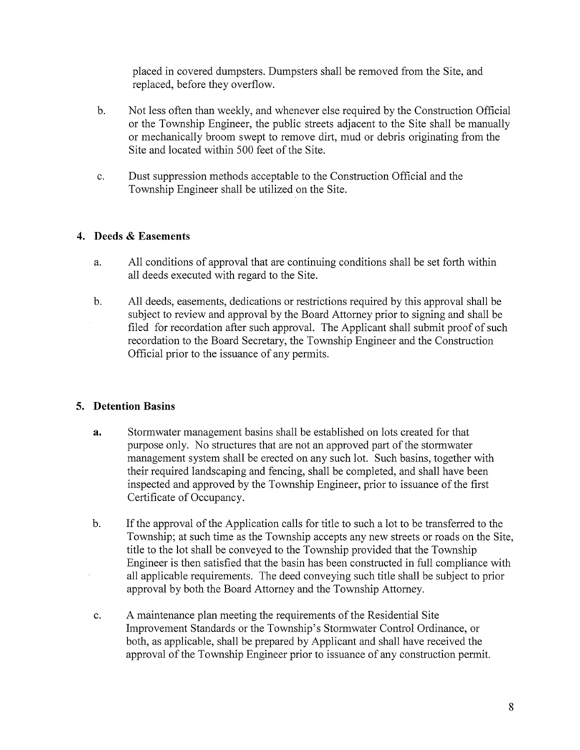placed in covered dumpsters. Dumpsters shall be removed from the Site, and replaced, before they overflow.

b. Not less often than weekly, and whenever else required by the Construction Official or the Township Engineer, the public streets adjacent to the Site shall be manually or mechanically broom swept to remove dirt, mud or debris originating from the Site and located within 500 feet of the Site.

c. Dust suppression methods acceptable to the Construction Official and the Township Engineer shall be utilized on the Site.

## 4. Deeds & Easements

a. All conditions of approval that are continuing conditions shall be set forth within all deeds executed with regard to the Site.

b. All deeds, easements, dedications or restrictions required by this approval shall be subject to review and approval by the Board Attorney prior to signing and shall be filed for recordation after such approval. The Applicant shall submit proof of such recordation to the Board Secretary, the Township Engineer and the Construction Official prior to the issuance of any permits.

## 5. Detention Basins

**a.** Stormwater management basins shall be established on lots created for that purpose only. No structures that are not an approved part of the stormwater management system shall be erected on any such lot. Such basins, together with their required landscaping and fencing, shall be completed, and shall have been inspected and approved by the Township Engineer, prior to issuance of the first Certificate of Occupancy.

b. If the approval of the Application calls for title to such a lot to be transferred to the Township; at such time as the Township accepts any new streets or roads on the Site, title to the lot shall be conveyed to the Township provided that the Township Engineer is then satisfied that the basin has been constructed in full compliance with all applicable requirements. The deed conveying such title shall be subject to prior approval by both the Board Attorney and the Township Attorney.

c. A maintenance plan meeting the requirements of the Residential Site Improvement Standards or the Township's Stormwater Control Ordinance, or both, as applicable, shall be prepared by Applicant and shall have received the approval of the Township Engineer prior to issuance of any construction permit.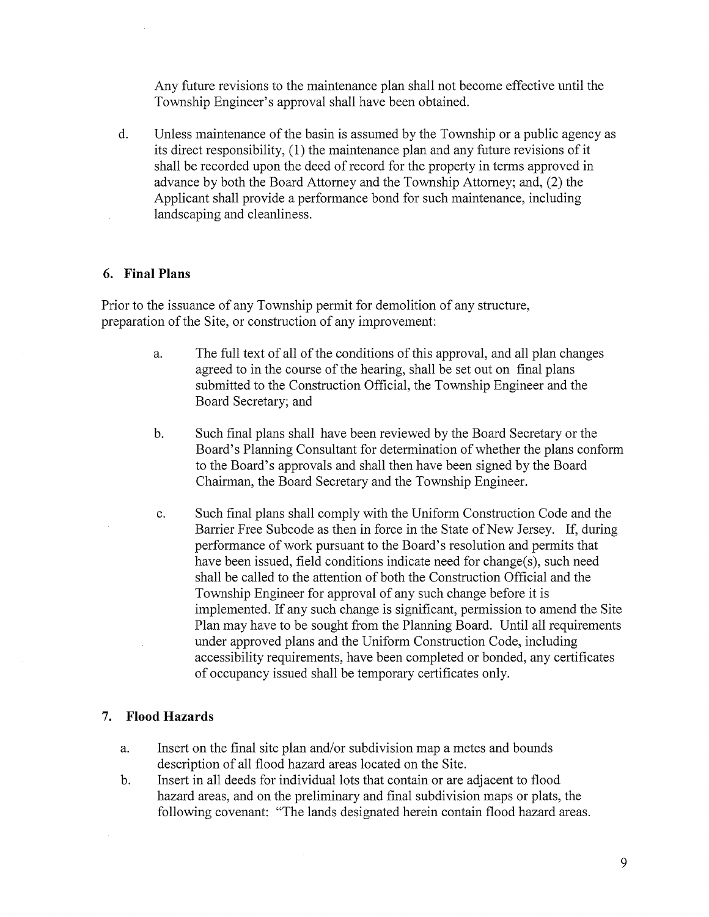Any future revisions to the maintenance plan shall not become effective until the Township Engineer's approval shall have been obtained.

d. Unless maintenance of the basin is assumed by the Township or a public agency as its direct responsibility, (1) the maintenance plan and any future revisions of it shall be recorded upon the deed of record for the property in terms approved in advance by both the Board Attorney and the Township Attorney; and, (2) the Applicant shall provide a performance bond for such maintenance, including landscaping and cleanliness.

### 6. Final Plans

Prior to the issuance of any Township permit for demolition of any structure, preparation of the Site, or construction of any improvement:

a. The full text of all of the conditions of this approval, and all plan changes agreed to in the course of the hearing, shall be set out on final plans submitted to the Construction Official, the Township Engineer and the Board Secretary; and

b. Such final plans shall have been reviewed by the Board Secretary or the Board's Planning Consultant for determination of whether the plans conform to the Board's approvals and shall then have been signed by the Board Chairman, the Board Secretary and the Township Engineer.

c. Such final plans shall comply with the Uniform Construction Code and the Barrier Free Subcode as then in force in the State of New Jersey. If, during performance of work pursuant to the Board's resolution and permits that have been issued, field conditions indicate need for change(s), such need shall be called to the attention of both the Construction Official and the Township Engineer for approval of any such change before it is implemented. If any such change is significant, permission to amend the Site Plan may have to be sought from the Planning Board. Until all requirements under approved plans and the Uniform Construction Code, including accessibility requirements, have been completed or bonded, any certificates of occupancy issued shall be temporary certificates only.

### 7. Flood Hazards

a. Insert on the final site plan and/or subdivision map a metes and bounds description of all flood hazard areas located on the Site.

b. Insert in all deeds for individual lots that contain or are adjacent to flood hazard areas, and on the preliminary and final subdivision maps or plats, the following covenant: "The lands designated herein contain flood hazard areas.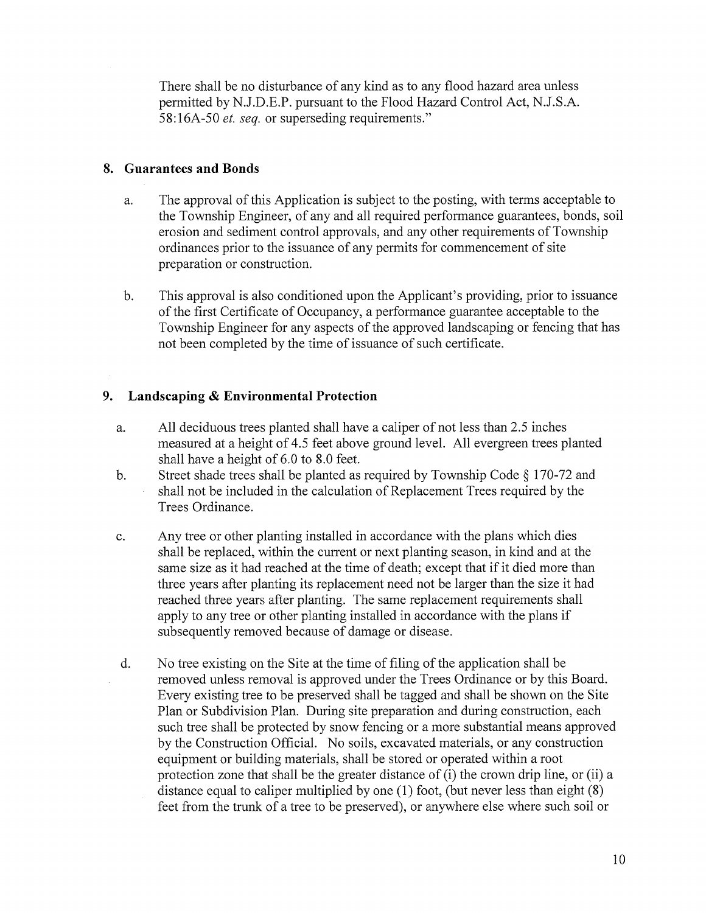There shall be no disturbance of any kind as to any flood hazard area unless permitted by N.J.D.E.P. pursuant to the Flood Hazard Control Act, N.J.S.A. 58:16A-50 *et. seq.* or superseding requirements."

## 8. Guarantees and Bonds

a. The approval of this Application is subject to the posting, with terms acceptable to the Township Engineer, of any and all required performance guarantees, bonds, soil erosion and sediment control approvals, and any other requirements of Township ordinances prior to the issuance of any permits for commencement of site preparation or construction.

b. This approval is also conditioned upon the Applicant's providing, prior to issuance of the first Certificate of Occupancy, a performance guarantee acceptable to the Township Engineer for any aspects of the approved landscaping or fencing that has not been completed by the time of issuance of such certificate.

## 9. Landscaping & Environmental Protection

a. All deciduous trees planted shall have a caliper of not less than 2.5 inches measured at a height of 4.5 feet above ground level. All evergreen trees planted shall have a height of 6.0 to 8.0 feet.

b. Street shade trees shall be planted as required by Township Code § 170-72 and shall not be included in the calculation of Replacement Trees required by the Trees Ordinance.

c. Any tree or other planting installed in accordance with the plans which dies shall be replaced, within the current or next planting season, in kind and at the same size as it had reached at the time of death; except that if it died more than three years after planting its replacement need not be larger than the size it had reached three years after planting. The same replacement requirements shall apply to any tree or other planting installed in accordance with the plans if subsequently removed because of damage or disease.

d. No tree existing on the Site at the time of filing of the application shall be removed unless removal is approved under the Trees Ordinance or by this Board. Every existing tree to be preserved shall be tagged and shall be shown on the Site Plan or Subdivision Plan. During site preparation and during construction, each such tree shall be protected by snow fencing or a more substantial means approved by the Construction Official. No soils, excavated materials, or any construction equipment or building materials, shall be stored or operated within a root protection zone that shall be the greater distance of (i) the crown drip line, or (ii) a distance equal to caliper multiplied by one (1) foot, (but never less than eight (8) feet from the trunk of a tree to be preserved), or anywhere else where such soil or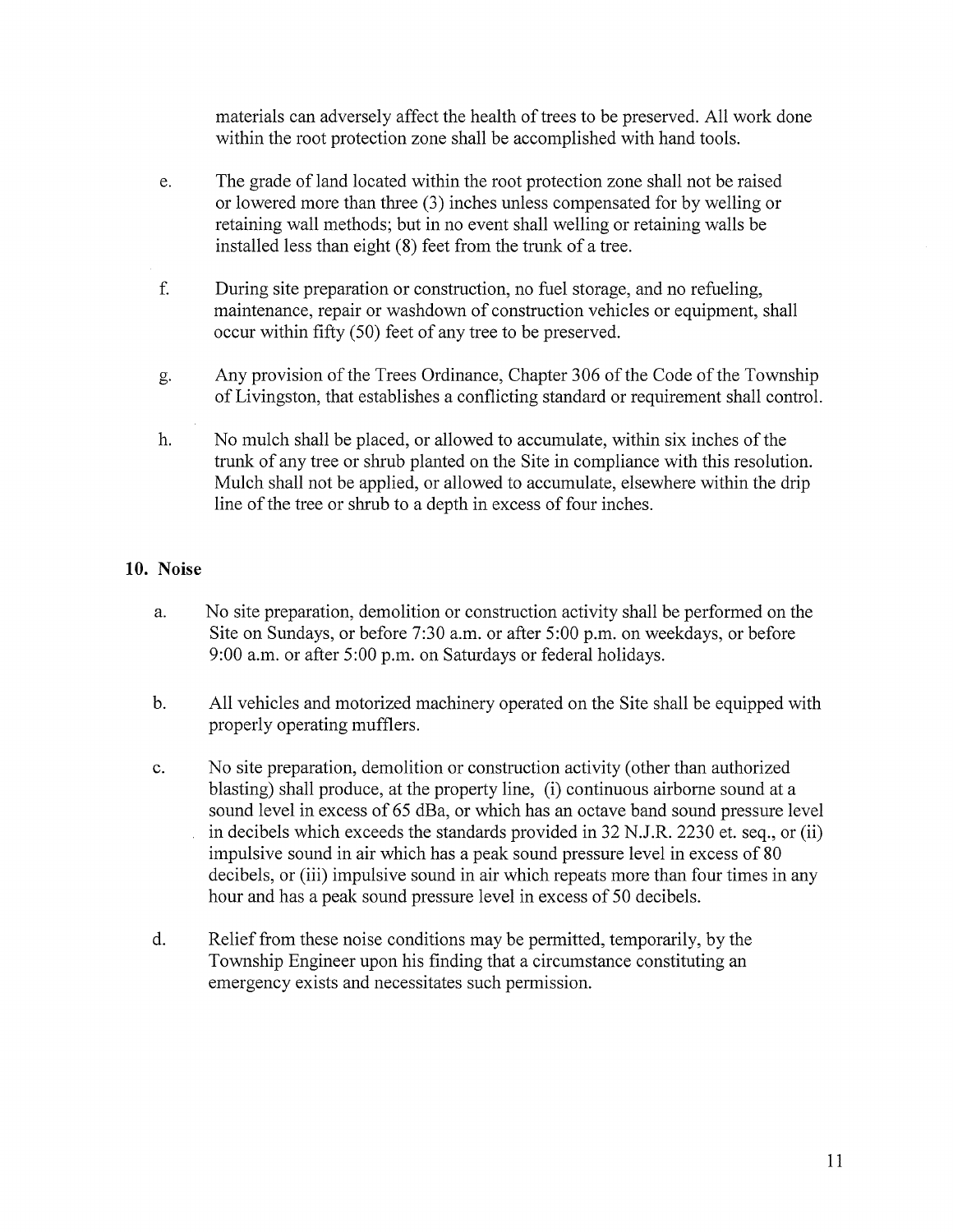materials can adversely affect the health of trees to be preserved. All work done within the root protection zone shall be accomplished with hand tools.

e. The grade of land located within the root protection zone shall not be raised or lowered more than three (3) inches unless compensated for by welling or retaining wall methods; but in no event shall welling or retaining walls be installed less than eight (8) feet from the trunk of a tree.

f. During site preparation or construction, no fuel storage, and no refueling, maintenance, repair or washdown of construction vehicles or equipment, shall occur within fifty (50) feet of any tree to be preserved.

g. Any provision of the Trees Ordinance, Chapter 306 of the Code of the Township of Livingston, that establishes a conflicting standard or requirement shall control.

h. No mulch shall be placed, or allowed to accumulate, within six inches of the trunk of any tree or shrub planted on the Site in compliance with this resolution. Mulch shall not be applied, or allowed to accumulate, elsewhere within the drip line of the tree or shrub to a depth in excess of four inches.

## 10. Noise

a. No site preparation, demolition or construction activity shall be performed on the Site on Sundays, or before 7:30 a.m. or after 5:00 p.m. on weekdays, or before 9:00 a.m. or after 5:00 p.m. on Saturdays or federal holidays.

b. All vehicles and motorized machinery operated on the Site shall be equipped with properly operating mufflers.

c. No site preparation, demolition or construction activity (other than authorized blasting) shall produce, at the property line, (i) continuous airborne sound at a sound level in excess of 65 dBa, or which has an octave band sound pressure level in decibels which exceeds the standards provided in 32 N.J.R. 2230 et. seq., or (ii) impulsive sound in air which has a peak sound pressure level in excess of 80 decibels, or (iii) impulsive sound in air which repeats more than four times in any hour and has a peak sound pressure level in excess of 50 decibels.

d. Relief from these noise conditions may be permitted, temporarily, by the Township Engineer upon his finding that a circumstance constituting an emergency exists and necessitates such permission.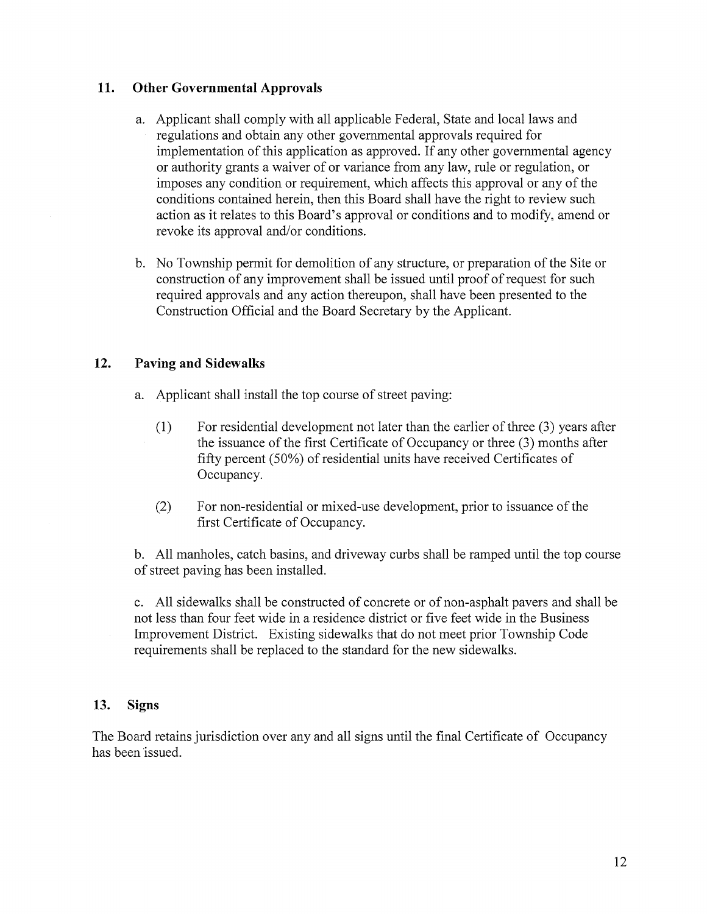## 11. Other Governmental Approvals

a. Applicant shall comply with all applicable Federal, State and local laws and regulations and obtain any other governmental approvals required for implementation of this application as approved. If any other governmental agency or authority grants a waiver of or variance from any law, rule or regulation, or imposes any condition or requirement, which affects this approval or any of the conditions contained herein, then this Board shall have the right to review such action as it relates to this Board's approval or conditions and to modify, amend or revoke its approval and/or conditions.

b. No Township permit for demolition of any structure, or preparation of the Site or construction of any improvement shall be issued until proof of request for such required approvals and any action thereupon, shall have been presented to the Construction Official and the Board Secretary by the Applicant.

## 12. Paving and Sidewalks

a. Applicant shall install the top course of street paving:

(1) For residential development not later than the earlier of three (3) years after the issuance of the first Certificate of Occupancy or three (3) months after fifty percent (50%) of residential units have received Certificates of Occupancy.

(2) For non-residential or mixed-use development, prior to issuance of the first Certificate of Occupancy.

b. All manholes, catch basins, and driveway curbs shall be ramped until the top course of street paving has been installed.

c. All sidewalks shall be constructed of concrete or of non-asphalt pavers and shall be not less than four feet wide in a residence district or five feet wide in the Business Improvement District. Existing sidewalks that do not meet prior Township Code requirements shall be replaced to the standard for the new sidewalks.

## 13. Signs

The Board retains jurisdiction over any and all signs until the final Certificate of Occupancy has been issued.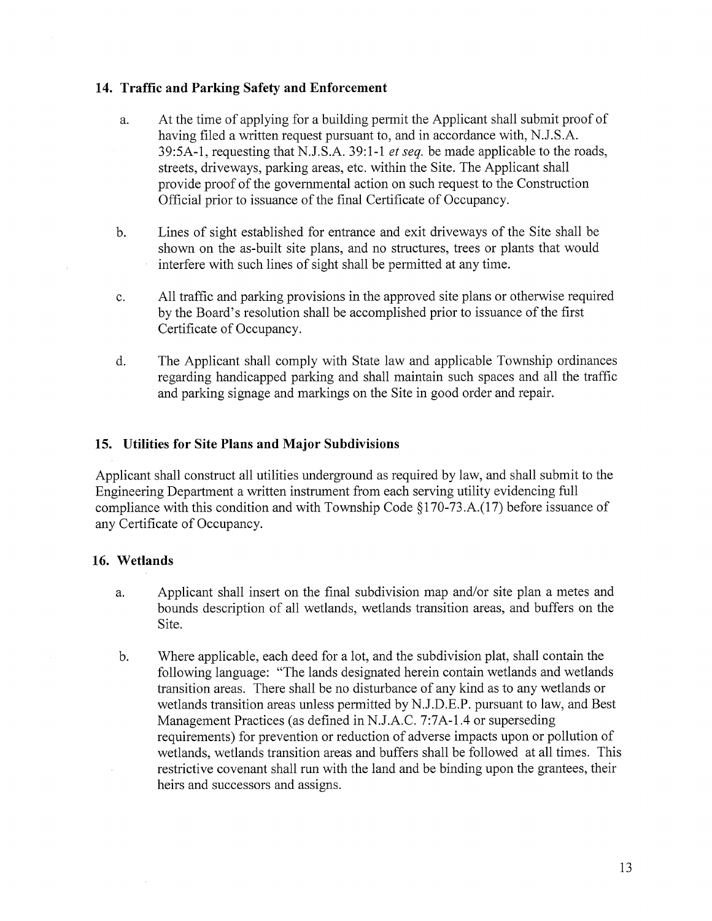### 14. Traffic and Parking Safety and Enforcement

a. At the time of applying for a building permit the Applicant shall submit proof of having filed a written request pursuant to, and in accordance with, N.J.S.A. 39:5A-1, requesting that N.J.S.A. 39:1-1 *et seq.* be made applicable to the roads, streets, driveways, parking areas, etc. within the Site. The Applicant shall provide proof of the governmental action on such request to the Construction Official prior to issuance of the final Certificate of Occupancy.

b. Lines of sight established for entrance and exit driveways of the Site shall be shown on the as-built site plans, and no structures, trees or plants that would interfere with such lines of sight shall be permitted at any time.

c. All traffic and parking provisions in the approved site plans or otherwise required by the Board's resolution shall be accomplished prior to issuance of the first Certificate of Occupancy.

d. The Applicant shall comply with State law and applicable Township ordinances regarding handicapped parking and shall maintain such spaces and all the traffic and parking signage and markings on the Site in good order and repair.

### 15. Utilities for Site Plans and Major Subdivisions

Applicant shall construct all utilities underground as required by law, and shall submit to the Engineering Department a written instrument from each serving utility evidencing full compliance with this condition and with Township Code §170-73.A.(17) before issuance of any Certificate of Occupancy.

### 16. Wetlands

a. Applicant shall insert on the final subdivision map and/or site plan a metes and bounds description of all wetlands, wetlands transition areas, and buffers on the Site.

b. Where applicable, each deed for a lot, and the subdivision plat, shall contain the following language: "The lands designated herein contain wetlands and wetlands transition areas. There shall be no disturbance of any kind as to any wetlands or wetlands transition areas unless permitted by N.J.D.E.P. pursuant to law, and Best Management Practices (as defined in N.J.A.C. 7:7A-1.4 or superseding requirements) for prevention or reduction of adverse impacts upon or pollution of wetlands, wetlands transition areas and buffers shall be followed at all times. This restrictive covenant shall run with the land and be binding upon the grantees, their heirs and successors and assigns.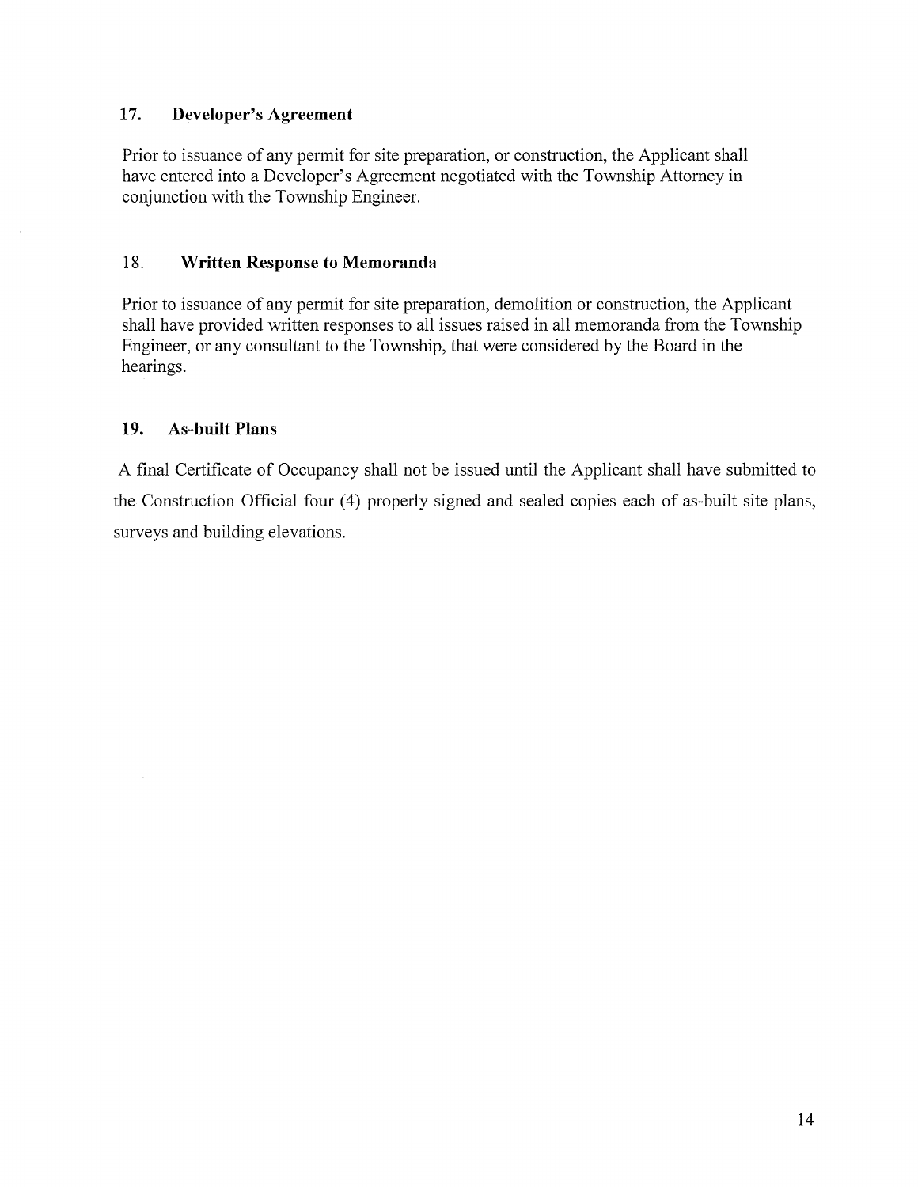### 17. Developer's Agreement

Prior to issuance of any permit for site preparation, or construction, the Applicant shall have entered into a Developer's Agreement negotiated with the Township Attorney in conjunction with the Township Engineer.

### 18. Written Response to Memoranda

Prior to issuance of any permit for site preparation, demolition or construction, the Applicant shall have provided written responses to all issues raised in all memoranda from the Township Engineer, or any consultant to the Township, that were considered by the Board in the hearings.

### 19. As-built Plans

A final Certificate of Occupancy shall not be issued until the Applicant shall have submitted to the Construction Official four (4) properly signed and sealed copies each of as-built site plans, surveys and building elevations.